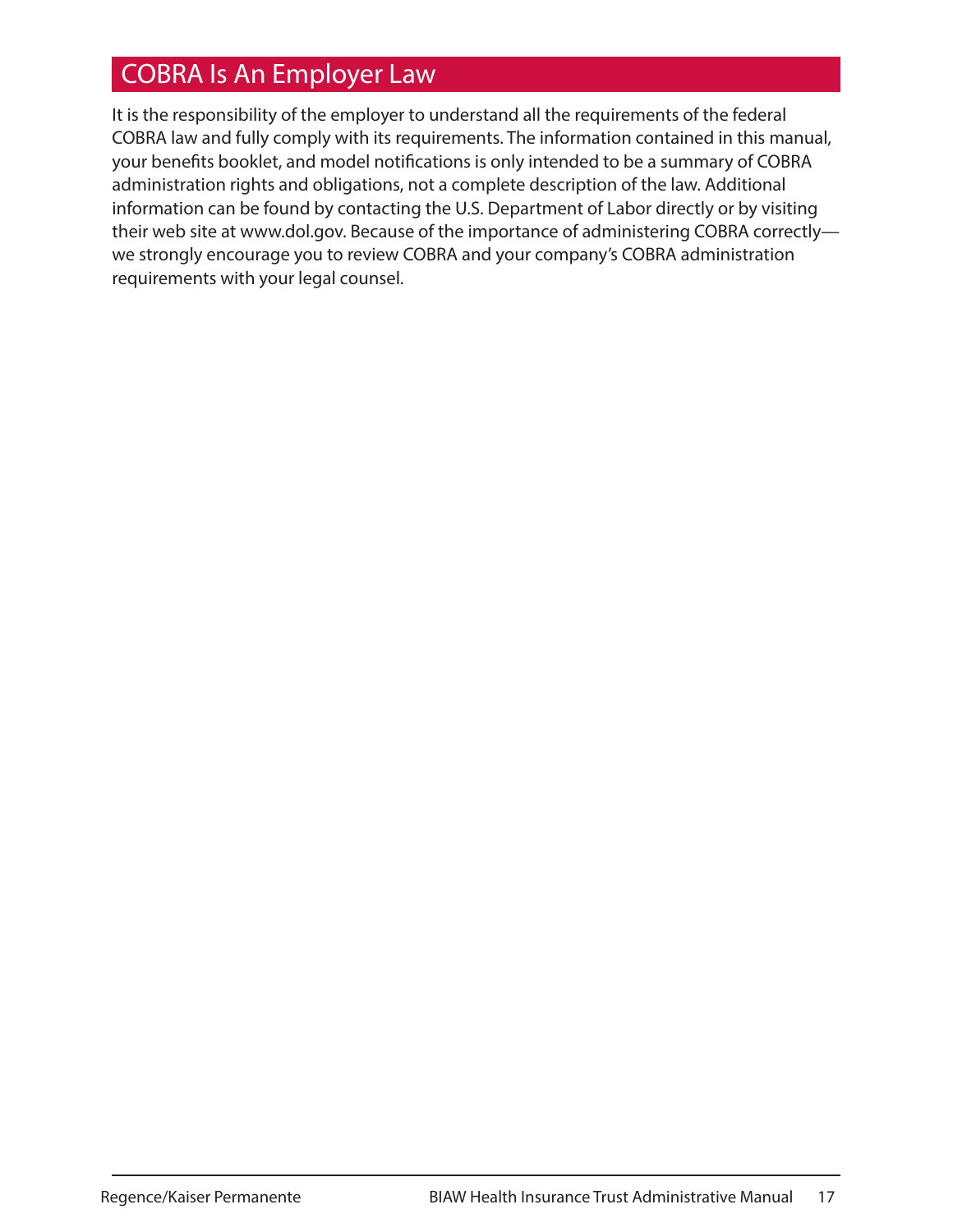## COBRA Is An Employer Law

It is the responsibility of the employer to understand all the requirements of the federal COBRA law and fully comply with its requirements. The information contained in this manual, your benefits booklet, and model notifications is only intended to be a summary of COBRA administration rights and obligations, not a complete description of the law. Additional information can be found by contacting the U.S. Department of Labor directly or by visiting their web site at www.dol.gov. Because of the importance of administering COBRA correctly—we strongly encourage you to review COBRA and your company's COBRA administration requirements with your legal counsel.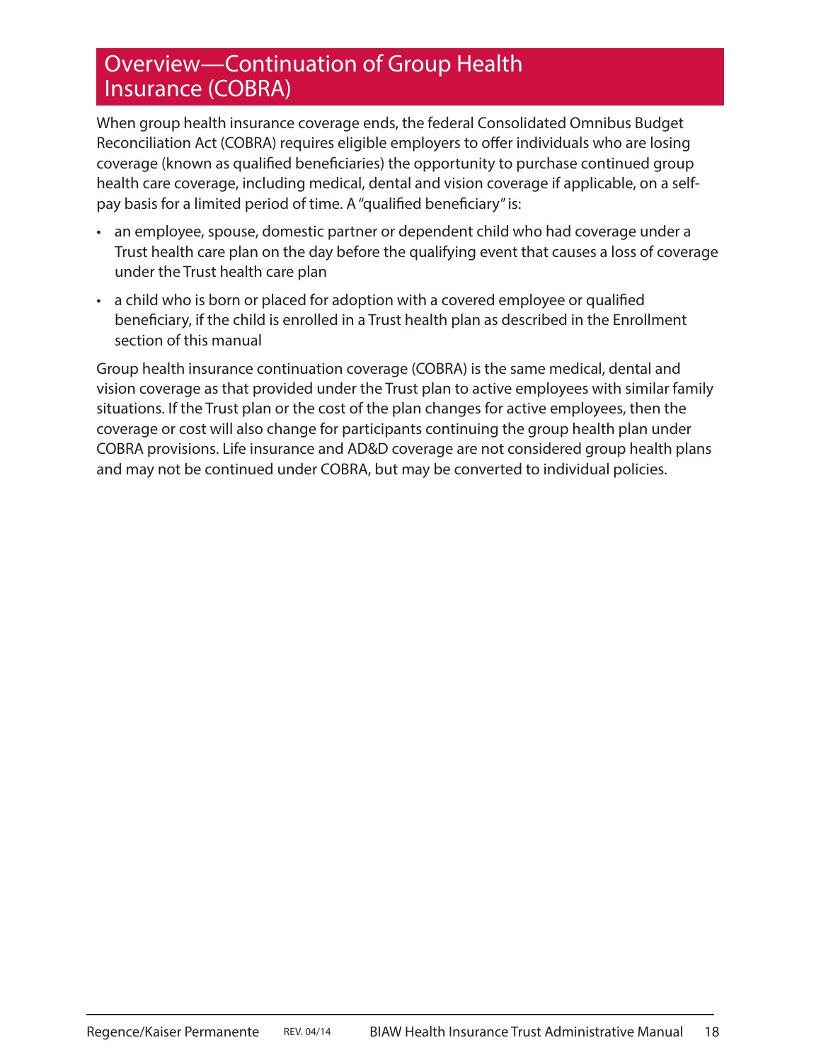# Overview—Continuation of Group Health Insurance (COBRA)

When group health insurance coverage ends, the federal Consolidated Omnibus Budget Reconciliation Act (COBRA) requires eligible employers to offer individuals who are losing coverage (known as qualified beneficiaries) the opportunity to purchase continued group health care coverage, including medical, dental and vision coverage if applicable, on a self-pay basis for a limited period of time. A "qualified beneficiary" is:

- an employee, spouse, domestic partner or dependent child who had coverage under a Trust health care plan on the day before the qualifying event that causes a loss of coverage under the Trust health care plan
- a child who is born or placed for adoption with a covered employee or qualified beneficiary, if the child is enrolled in a Trust health plan as described in the Enrollment section of this manual

Group health insurance continuation coverage (COBRA) is the same medical, dental and vision coverage as that provided under the Trust plan to active employees with similar family situations. If the Trust plan or the cost of the plan changes for active employees, then the coverage or cost will also change for participants continuing the group health plan under COBRA provisions. Life insurance and AD&D coverage are not considered group health plans and may not be continued under COBRA, but may be converted to individual policies.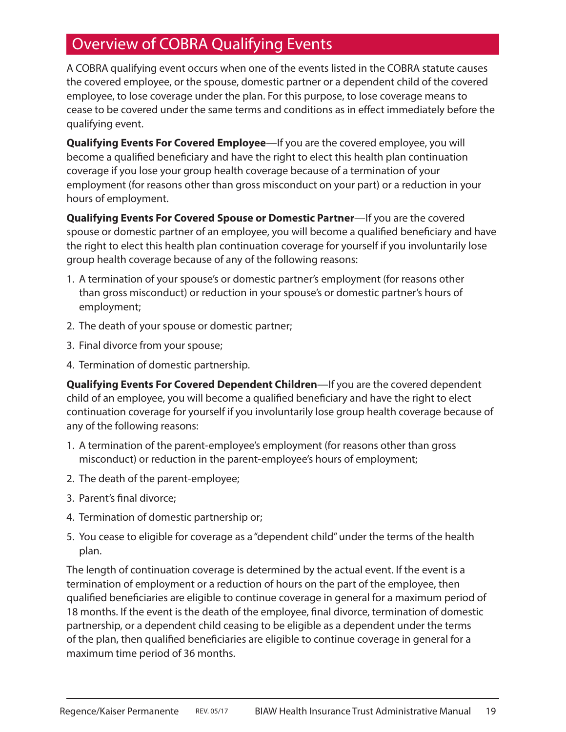## Overview of COBRA Qualifying Events

A COBRA qualifying event occurs when one of the events listed in the COBRA statute causes the covered employee, or the spouse, domestic partner or a dependent child of the covered employee, to lose coverage under the plan. For this purpose, to lose coverage means to cease to be covered under the same terms and conditions as in effect immediately before the qualifying event.

**Qualifying Events For Covered Employee**—If you are the covered employee, you will become a qualified beneficiary and have the right to elect this health plan continuation coverage if you lose your group health coverage because of a termination of your employment (for reasons other than gross misconduct on your part) or a reduction in your hours of employment.

**Qualifying Events For Covered Spouse or Domestic Partner**—If you are the covered spouse or domestic partner of an employee, you will become a qualified beneficiary and have the right to elect this health plan continuation coverage for yourself if you involuntarily lose group health coverage because of any of the following reasons:

1. A termination of your spouse's or domestic partner's employment (for reasons other than gross misconduct) or reduction in your spouse's or domestic partner's hours of employment;
2. The death of your spouse or domestic partner;
3. Final divorce from your spouse;
4. Termination of domestic partnership.

**Qualifying Events For Covered Dependent Children**—If you are the covered dependent child of an employee, you will become a qualified beneficiary and have the right to elect continuation coverage for yourself if you involuntarily lose group health coverage because of any of the following reasons:

1. A termination of the parent-employee's employment (for reasons other than gross misconduct) or reduction in the parent-employee's hours of employment;
2. The death of the parent-employee;
3. Parent's final divorce;
4. Termination of domestic partnership or;
5. You cease to eligible for coverage as a "dependent child" under the terms of the health plan.

The length of continuation coverage is determined by the actual event. If the event is a termination of employment or a reduction of hours on the part of the employee, then qualified beneficiaries are eligible to continue coverage in general for a maximum period of 18 months. If the event is the death of the employee, final divorce, termination of domestic partnership, or a dependent child ceasing to be eligible as a dependent under the terms of the plan, then qualified beneficiaries are eligible to continue coverage in general for a maximum time period of 36 months.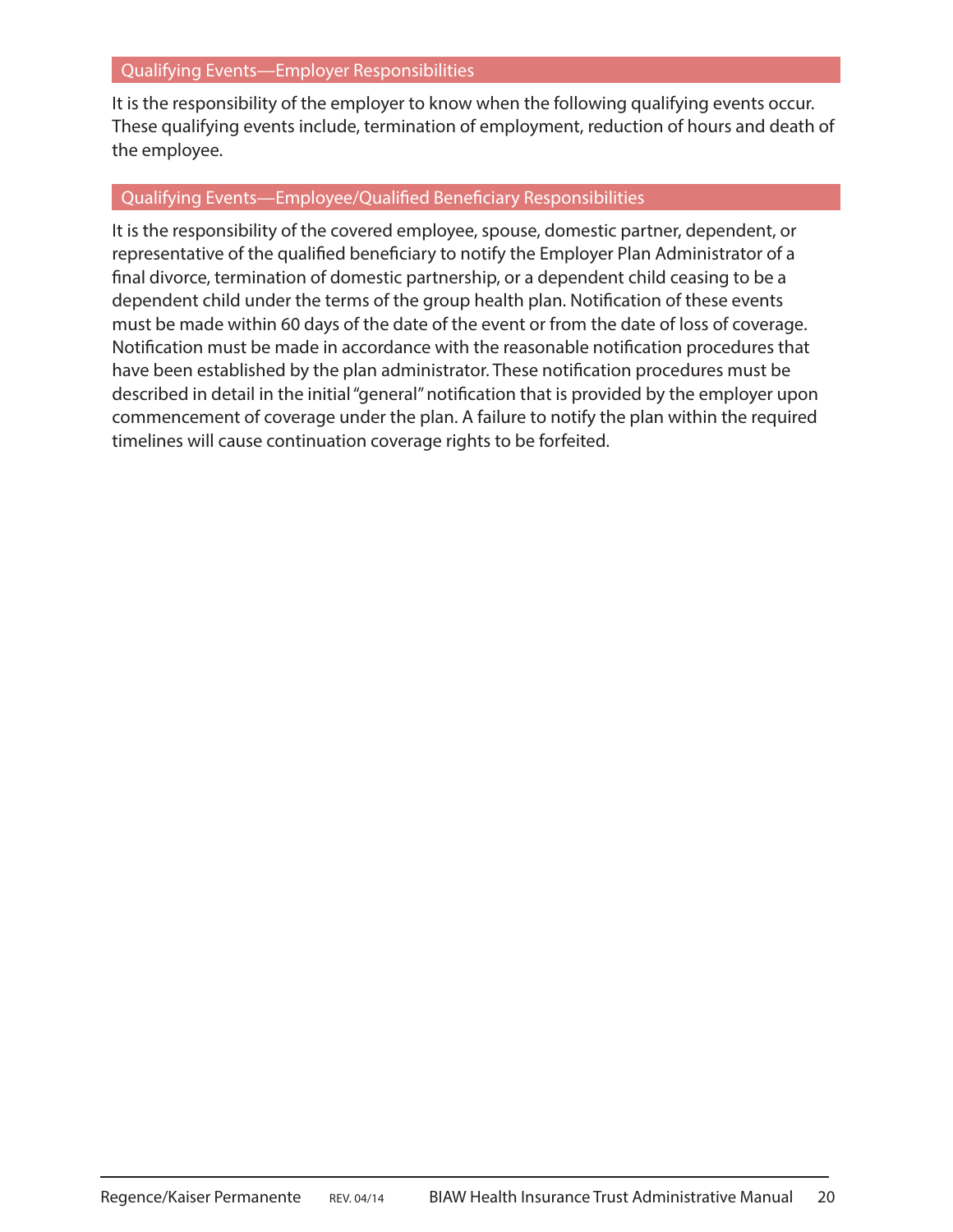## Qualifying Events—Employer Responsibilities

It is the responsibility of the employer to know when the following qualifying events occur. These qualifying events include, termination of employment, reduction of hours and death of the employee.

## Qualifying Events—Employee/Qualified Beneficiary Responsibilities

It is the responsibility of the covered employee, spouse, domestic partner, dependent, or representative of the qualified beneficiary to notify the Employer Plan Administrator of a final divorce, termination of domestic partnership, or a dependent child ceasing to be a dependent child under the terms of the group health plan. Notification of these events must be made within 60 days of the date of the event or from the date of loss of coverage. Notification must be made in accordance with the reasonable notification procedures that have been established by the plan administrator. These notification procedures must be described in detail in the initial "general" notification that is provided by the employer upon commencement of coverage under the plan. A failure to notify the plan within the required timelines will cause continuation coverage rights to be forfeited.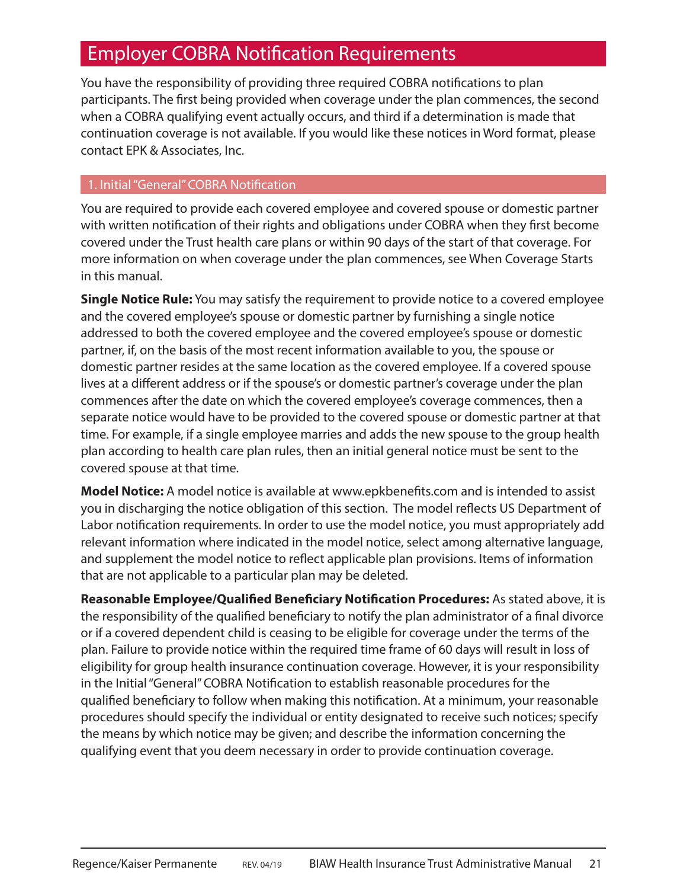## Employer COBRA Notification Requirements

You have the responsibility of providing three required COBRA notifications to plan participants. The first being provided when coverage under the plan commences, the second when a COBRA qualifying event actually occurs, and third if a determination is made that continuation coverage is not available. If you would like these notices in Word format, please contact EPK & Associates, Inc.

### 1. Initial "General" COBRA Notification

You are required to provide each covered employee and covered spouse or domestic partner with written notification of their rights and obligations under COBRA when they first become covered under the Trust health care plans or within 90 days of the start of that coverage. For more information on when coverage under the plan commences, see When Coverage Starts in this manual.

**Single Notice Rule:** You may satisfy the requirement to provide notice to a covered employee and the covered employee's spouse or domestic partner by furnishing a single notice addressed to both the covered employee and the covered employee's spouse or domestic partner, if, on the basis of the most recent information available to you, the spouse or domestic partner resides at the same location as the covered employee. If a covered spouse lives at a different address or if the spouse's or domestic partner's coverage under the plan commences after the date on which the covered employee's coverage commences, then a separate notice would have to be provided to the covered spouse or domestic partner at that time. For example, if a single employee marries and adds the new spouse to the group health plan according to health care plan rules, then an initial general notice must be sent to the covered spouse at that time.

**Model Notice:** A model notice is available at www.epkbenefits.com and is intended to assist you in discharging the notice obligation of this section. The model reflects US Department of Labor notification requirements. In order to use the model notice, you must appropriately add relevant information where indicated in the model notice, select among alternative language, and supplement the model notice to reflect applicable plan provisions. Items of information that are not applicable to a particular plan may be deleted.

**Reasonable Employee/Qualified Beneficiary Notification Procedures:** As stated above, it is the responsibility of the qualified beneficiary to notify the plan administrator of a final divorce or if a covered dependent child is ceasing to be eligible for coverage under the terms of the plan. Failure to provide notice within the required time frame of 60 days will result in loss of eligibility for group health insurance continuation coverage. However, it is your responsibility in the Initial "General" COBRA Notification to establish reasonable procedures for the qualified beneficiary to follow when making this notification. At a minimum, your reasonable procedures should specify the individual or entity designated to receive such notices; specify the means by which notice may be given; and describe the information concerning the qualifying event that you deem necessary in order to provide continuation coverage.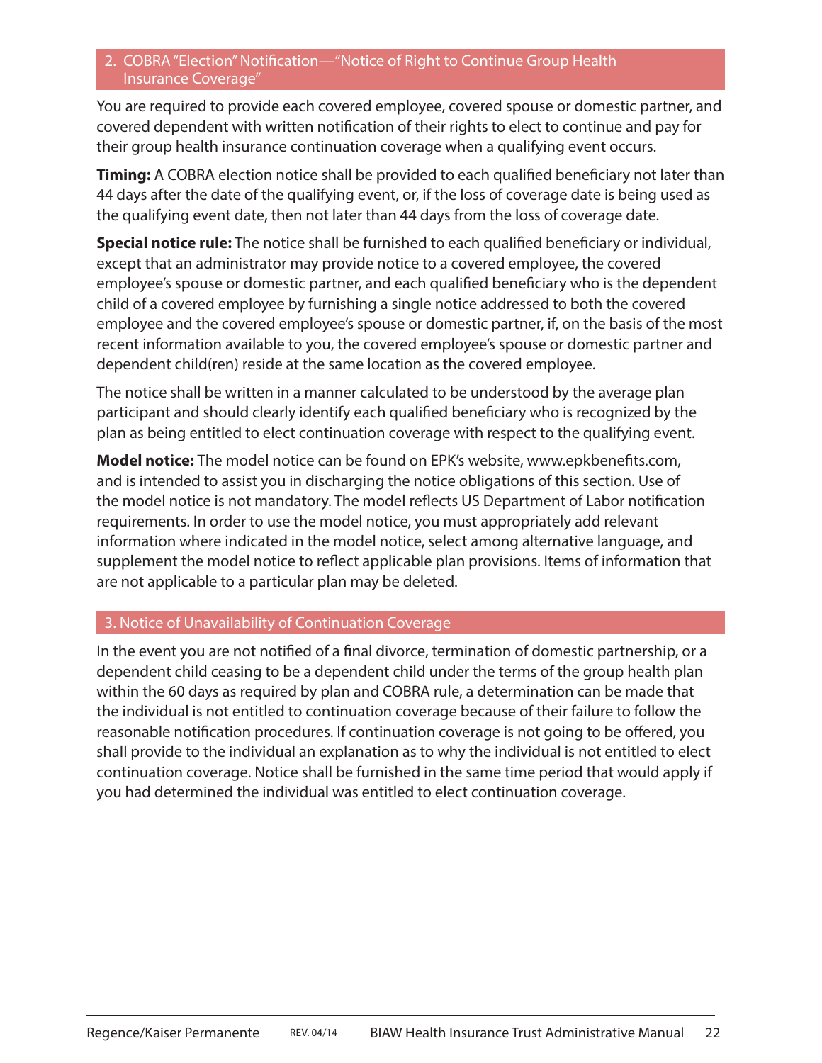## 2. COBRA "Election" Notification—"Notice of Right to Continue Group Health Insurance Coverage"

You are required to provide each covered employee, covered spouse or domestic partner, and covered dependent with written notification of their rights to elect to continue and pay for their group health insurance continuation coverage when a qualifying event occurs.

**Timing:** A COBRA election notice shall be provided to each qualified beneficiary not later than 44 days after the date of the qualifying event, or, if the loss of coverage date is being used as the qualifying event date, then not later than 44 days from the loss of coverage date.

**Special notice rule:** The notice shall be furnished to each qualified beneficiary or individual, except that an administrator may provide notice to a covered employee, the covered employee's spouse or domestic partner, and each qualified beneficiary who is the dependent child of a covered employee by furnishing a single notice addressed to both the covered employee and the covered employee's spouse or domestic partner, if, on the basis of the most recent information available to you, the covered employee's spouse or domestic partner and dependent child(ren) reside at the same location as the covered employee.

The notice shall be written in a manner calculated to be understood by the average plan participant and should clearly identify each qualified beneficiary who is recognized by the plan as being entitled to elect continuation coverage with respect to the qualifying event.

**Model notice:** The model notice can be found on EPK's website, www.epkbenefits.com, and is intended to assist you in discharging the notice obligations of this section. Use of the model notice is not mandatory. The model reflects US Department of Labor notification requirements. In order to use the model notice, you must appropriately add relevant information where indicated in the model notice, select among alternative language, and supplement the model notice to reflect applicable plan provisions. Items of information that are not applicable to a particular plan may be deleted.

## 3. Notice of Unavailability of Continuation Coverage

In the event you are not notified of a final divorce, termination of domestic partnership, or a dependent child ceasing to be a dependent child under the terms of the group health plan within the 60 days as required by plan and COBRA rule, a determination can be made that the individual is not entitled to continuation coverage because of their failure to follow the reasonable notification procedures. If continuation coverage is not going to be offered, you shall provide to the individual an explanation as to why the individual is not entitled to elect continuation coverage. Notice shall be furnished in the same time period that would apply if you had determined the individual was entitled to elect continuation coverage.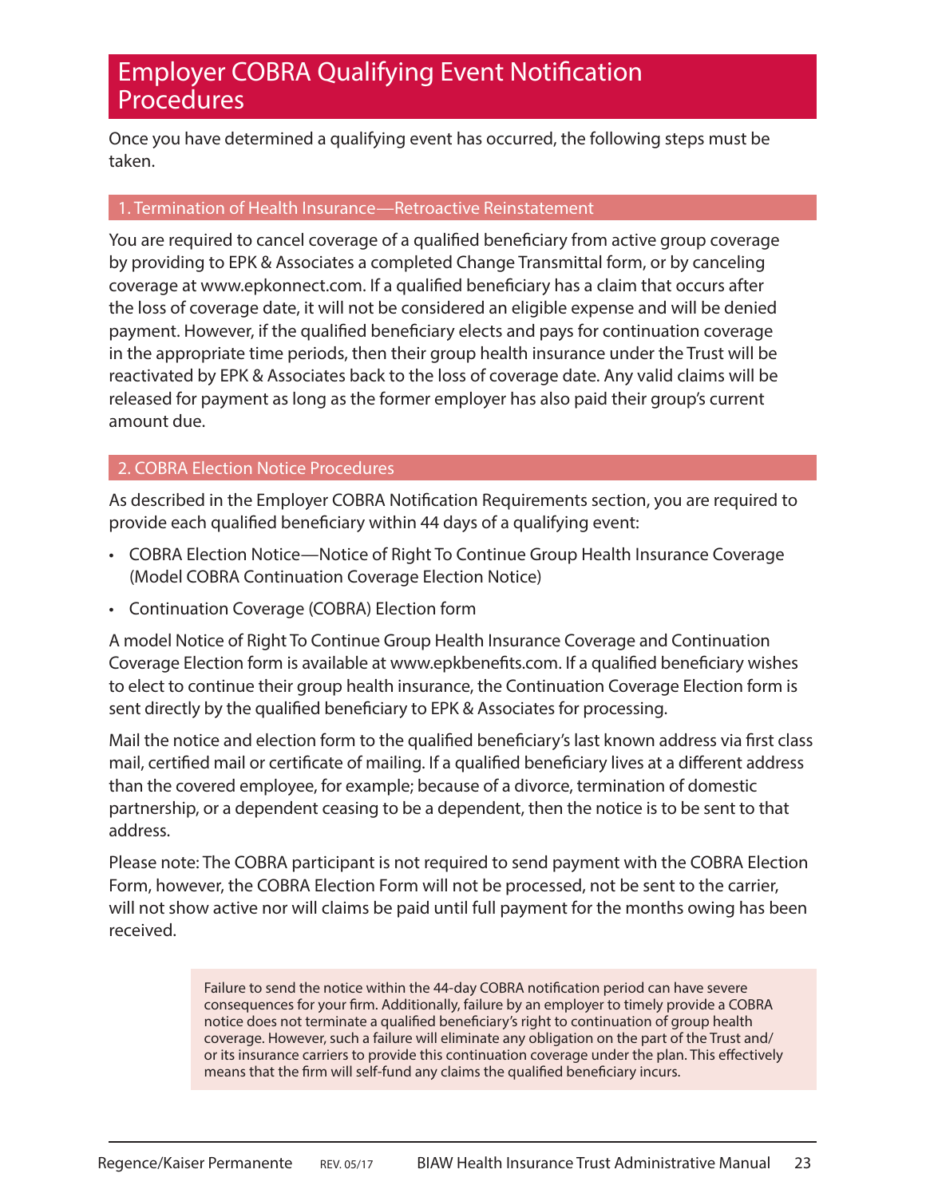# Employer COBRA Qualifying Event Notification Procedures

Once you have determined a qualifying event has occurred, the following steps must be taken.

## 1. Termination of Health Insurance—Retroactive Reinstatement

You are required to cancel coverage of a qualified beneficiary from active group coverage by providing to EPK & Associates a completed Change Transmittal form, or by canceling coverage at www.epkonnect.com. If a qualified beneficiary has a claim that occurs after the loss of coverage date, it will not be considered an eligible expense and will be denied payment. However, if the qualified beneficiary elects and pays for continuation coverage in the appropriate time periods, then their group health insurance under the Trust will be reactivated by EPK & Associates back to the loss of coverage date. Any valid claims will be released for payment as long as the former employer has also paid their group's current amount due.

## 2. COBRA Election Notice Procedures

As described in the Employer COBRA Notification Requirements section, you are required to provide each qualified beneficiary within 44 days of a qualifying event:

- COBRA Election Notice—Notice of Right To Continue Group Health Insurance Coverage (Model COBRA Continuation Coverage Election Notice)
- Continuation Coverage (COBRA) Election form

A model Notice of Right To Continue Group Health Insurance Coverage and Continuation Coverage Election form is available at www.epkbenefits.com. If a qualified beneficiary wishes to elect to continue their group health insurance, the Continuation Coverage Election form is sent directly by the qualified beneficiary to EPK & Associates for processing.

Mail the notice and election form to the qualified beneficiary's last known address via first class mail, certified mail or certificate of mailing. If a qualified beneficiary lives at a different address than the covered employee, for example; because of a divorce, termination of domestic partnership, or a dependent ceasing to be a dependent, then the notice is to be sent to that address.

Please note: The COBRA participant is not required to send payment with the COBRA Election Form, however, the COBRA Election Form will not be processed, not be sent to the carrier, will not show active nor will claims be paid until full payment for the months owing has been received.

> Failure to send the notice within the 44-day COBRA notification period can have severe consequences for your firm. Additionally, failure by an employer to timely provide a COBRA notice does not terminate a qualified beneficiary's right to continuation of group health coverage. However, such a failure will eliminate any obligation on the part of the Trust and/or its insurance carriers to provide this continuation coverage under the plan. This effectively means that the firm will self-fund any claims the qualified beneficiary incurs.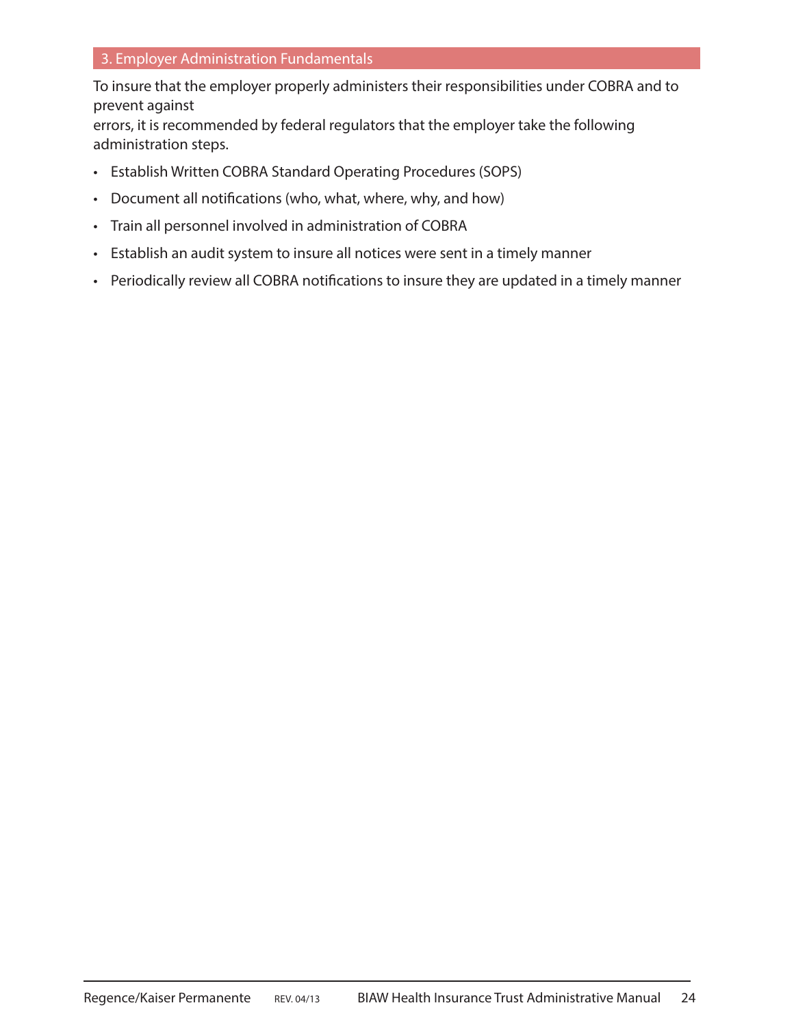## 3. Employer Administration Fundamentals

To insure that the employer properly administers their responsibilities under COBRA and to prevent against errors, it is recommended by federal regulators that the employer take the following administration steps.

- Establish Written COBRA Standard Operating Procedures (SOPS)
- Document all notifications (who, what, where, why, and how)
- Train all personnel involved in administration of COBRA
- Establish an audit system to insure all notices were sent in a timely manner
- Periodically review all COBRA notifications to insure they are updated in a timely manner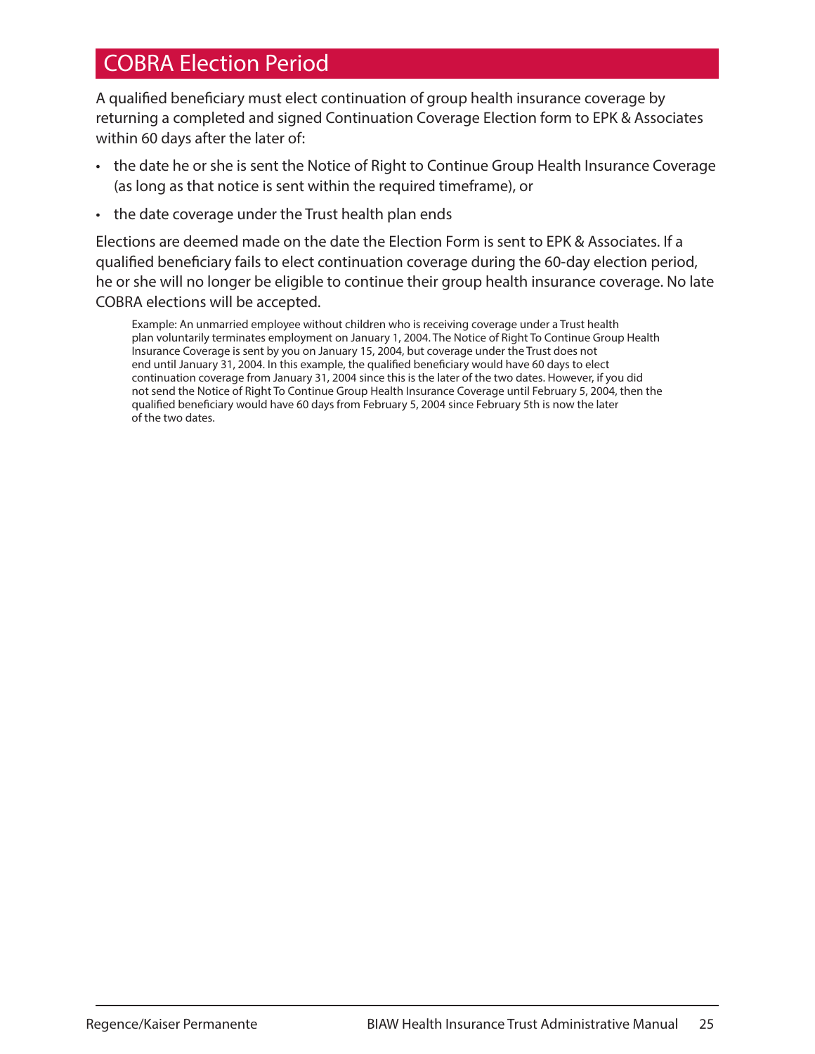## COBRA Election Period

A qualified beneficiary must elect continuation of group health insurance coverage by returning a completed and signed Continuation Coverage Election form to EPK & Associates within 60 days after the later of:

- the date he or she is sent the Notice of Right to Continue Group Health Insurance Coverage (as long as that notice is sent within the required timeframe), or
- the date coverage under the Trust health plan ends

Elections are deemed made on the date the Election Form is sent to EPK & Associates. If a qualified beneficiary fails to elect continuation coverage during the 60-day election period, he or she will no longer be eligible to continue their group health insurance coverage. No late COBRA elections will be accepted.

> Example: An unmarried employee without children who is receiving coverage under a Trust health plan voluntarily terminates employment on January 1, 2004. The Notice of Right To Continue Group Health Insurance Coverage is sent by you on January 15, 2004, but coverage under the Trust does not end until January 31, 2004. In this example, the qualified beneficiary would have 60 days to elect continuation coverage from January 31, 2004 since this is the later of the two dates. However, if you did not send the Notice of Right To Continue Group Health Insurance Coverage until February 5, 2004, then the qualified beneficiary would have 60 days from February 5, 2004 since February 5th is now the later of the two dates.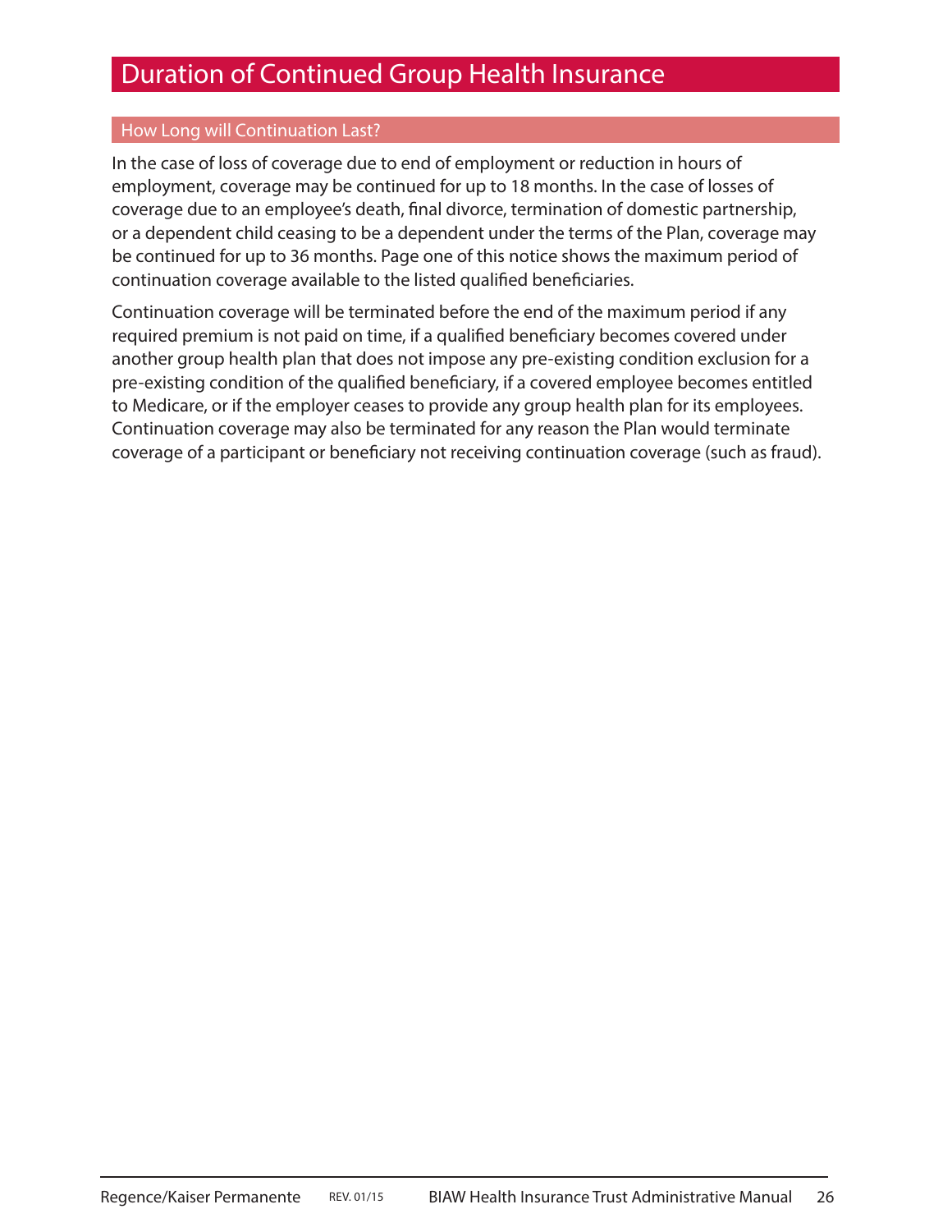# Duration of Continued Group Health Insurance

## How Long will Continuation Last?

In the case of loss of coverage due to end of employment or reduction in hours of employment, coverage may be continued for up to 18 months. In the case of losses of coverage due to an employee's death, final divorce, termination of domestic partnership, or a dependent child ceasing to be a dependent under the terms of the Plan, coverage may be continued for up to 36 months. Page one of this notice shows the maximum period of continuation coverage available to the listed qualified beneficiaries.

Continuation coverage will be terminated before the end of the maximum period if any required premium is not paid on time, if a qualified beneficiary becomes covered under another group health plan that does not impose any pre-existing condition exclusion for a pre-existing condition of the qualified beneficiary, if a covered employee becomes entitled to Medicare, or if the employer ceases to provide any group health plan for its employees. Continuation coverage may also be terminated for any reason the Plan would terminate coverage of a participant or beneficiary not receiving continuation coverage (such as fraud).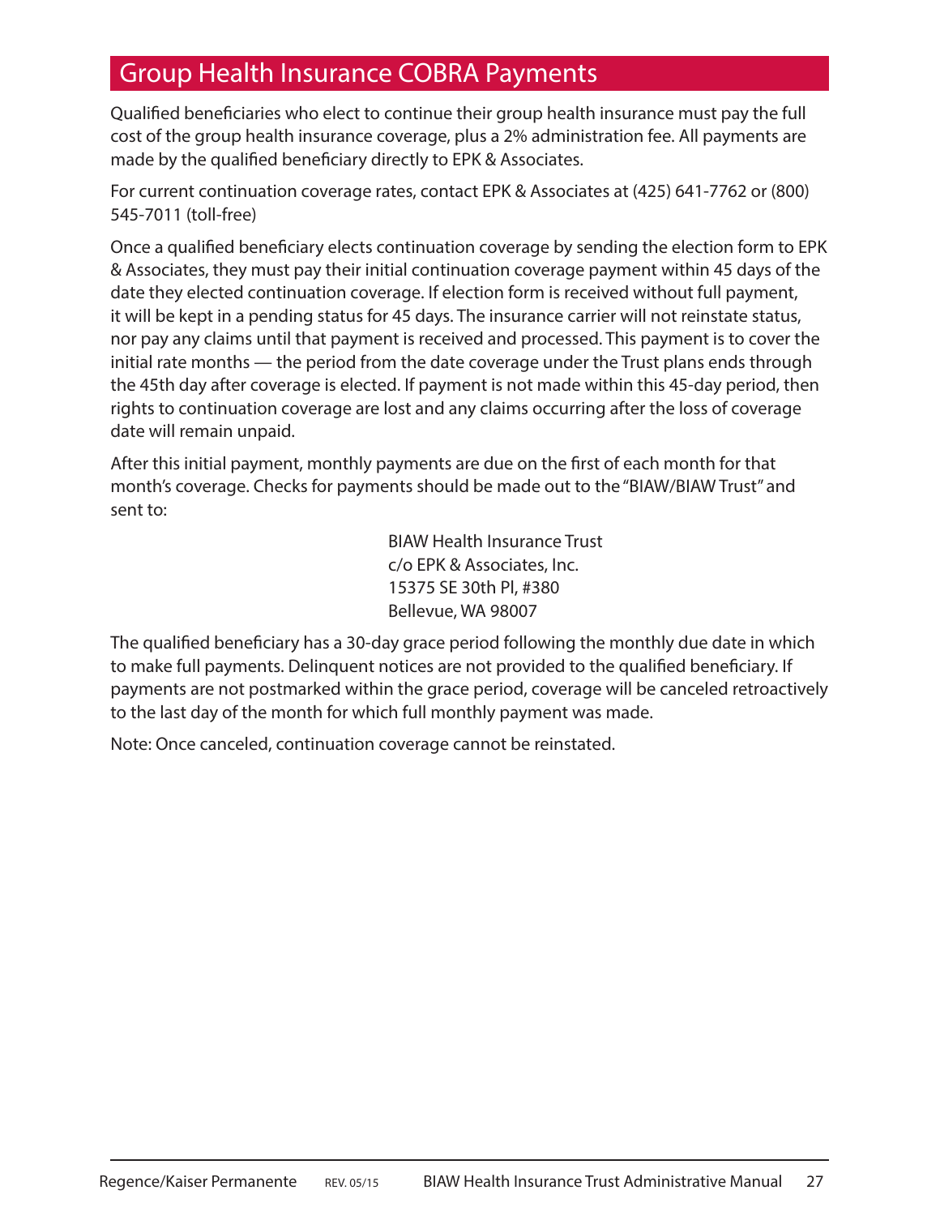## Group Health Insurance COBRA Payments

Qualified beneficiaries who elect to continue their group health insurance must pay the full cost of the group health insurance coverage, plus a 2% administration fee. All payments are made by the qualified beneficiary directly to EPK & Associates.

For current continuation coverage rates, contact EPK & Associates at (425) 641-7762 or (800) 545-7011 (toll-free)

Once a qualified beneficiary elects continuation coverage by sending the election form to EPK & Associates, they must pay their initial continuation coverage payment within 45 days of the date they elected continuation coverage. If election form is received without full payment, it will be kept in a pending status for 45 days. The insurance carrier will not reinstate status, nor pay any claims until that payment is received and processed. This payment is to cover the initial rate months — the period from the date coverage under the Trust plans ends through the 45th day after coverage is elected. If payment is not made within this 45-day period, then rights to continuation coverage are lost and any claims occurring after the loss of coverage date will remain unpaid.

After this initial payment, monthly payments are due on the first of each month for that month's coverage. Checks for payments should be made out to the "BIAW/BIAW Trust" and sent to:

BIAW Health Insurance Trust  
c/o EPK & Associates, Inc.  
15375 SE 30th Pl, #380  
Bellevue, WA 98007

The qualified beneficiary has a 30-day grace period following the monthly due date in which to make full payments. Delinquent notices are not provided to the qualified beneficiary. If payments are not postmarked within the grace period, coverage will be canceled retroactively to the last day of the month for which full monthly payment was made.

Note: Once canceled, continuation coverage cannot be reinstated.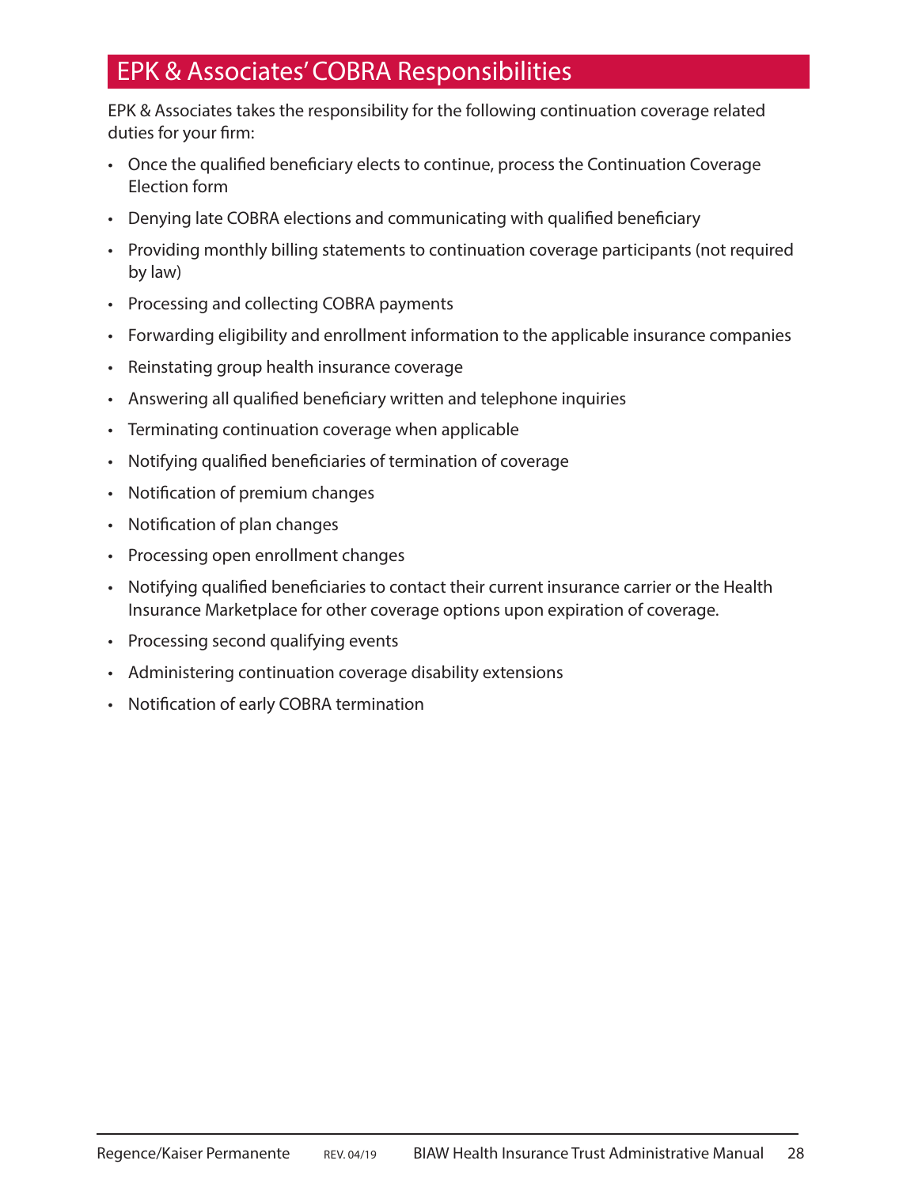## EPK & Associates' COBRA Responsibilities

EPK & Associates takes the responsibility for the following continuation coverage related duties for your firm:

- Once the qualified beneficiary elects to continue, process the Continuation Coverage Election form
- Denying late COBRA elections and communicating with qualified beneficiary
- Providing monthly billing statements to continuation coverage participants (not required by law)
- Processing and collecting COBRA payments
- Forwarding eligibility and enrollment information to the applicable insurance companies
- Reinstating group health insurance coverage
- Answering all qualified beneficiary written and telephone inquiries
- Terminating continuation coverage when applicable
- Notifying qualified beneficiaries of termination of coverage
- Notification of premium changes
- Notification of plan changes
- Processing open enrollment changes
- Notifying qualified beneficiaries to contact their current insurance carrier or the Health Insurance Marketplace for other coverage options upon expiration of coverage.
- Processing second qualifying events
- Administering continuation coverage disability extensions
- Notification of early COBRA termination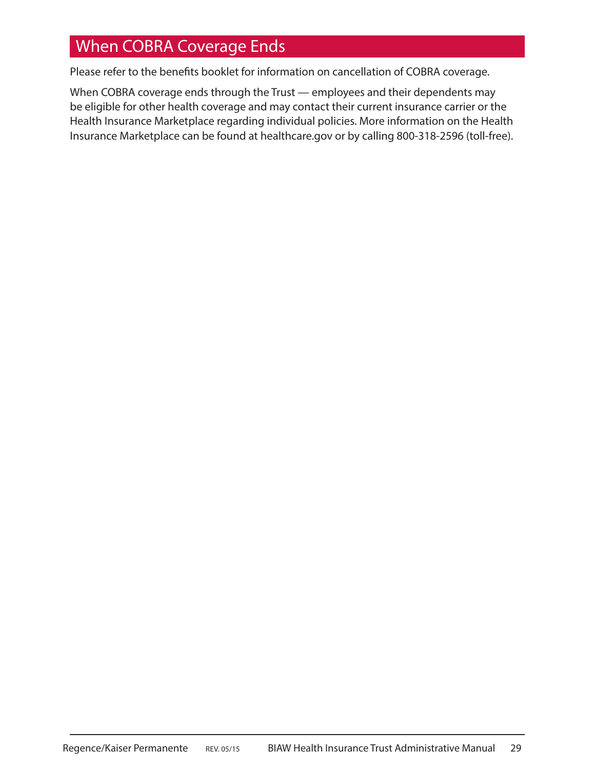## When COBRA Coverage Ends

Please refer to the benefits booklet for information on cancellation of COBRA coverage.

When COBRA coverage ends through the Trust — employees and their dependents may be eligible for other health coverage and may contact their current insurance carrier or the Health Insurance Marketplace regarding individual policies. More information on the Health Insurance Marketplace can be found at healthcare.gov or by calling 800-318-2596 (toll-free).